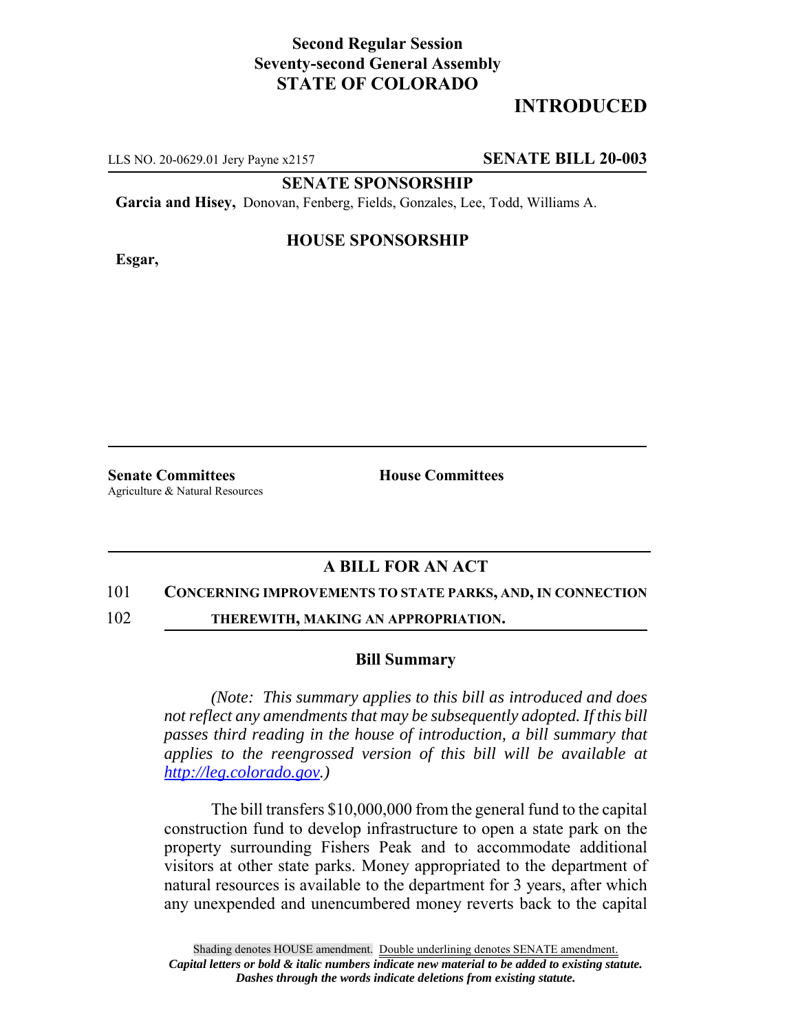**Second Regular Session**
**Seventy-second General Assembly**
**STATE OF COLORADO**

# INTRODUCED

LLS NO. 20-0629.01 Jery Payne x2157 **SENATE BILL 20-003**

**SENATE SPONSORSHIP**

**Garcia and Hisey,** Donovan, Fenberg, Fields, Gonzales, Lee, Todd, Williams A.

**HOUSE SPONSORSHIP**

**Esgar,**

**Senate Committees**
Agriculture & Natural Resources

**House Committees**

## A BILL FOR AN ACT

101 **CONCERNING IMPROVEMENTS TO STATE PARKS, AND, IN CONNECTION**
102 **THEREWITH, MAKING AN APPROPRIATION.**

### Bill Summary

*(Note: This summary applies to this bill as introduced and does not reflect any amendments that may be subsequently adopted. If this bill passes third reading in the house of introduction, a bill summary that applies to the reengrossed version of this bill will be available at [http://leg.colorado.gov](http://leg.colorado.gov).)*

The bill transfers $10,000,000 from the general fund to the capital construction fund to develop infrastructure to open a state park on the property surrounding Fishers Peak and to accommodate additional visitors at other state parks. Money appropriated to the department of natural resources is available to the department for 3 years, after which any unexpended and unencumbered money reverts back to the capital

Shading denotes HOUSE amendment. Double underlining denotes SENATE amendment.
*Capital letters or bold & italic numbers indicate new material to be added to existing statute.*
*Dashes through the words indicate deletions from existing statute.*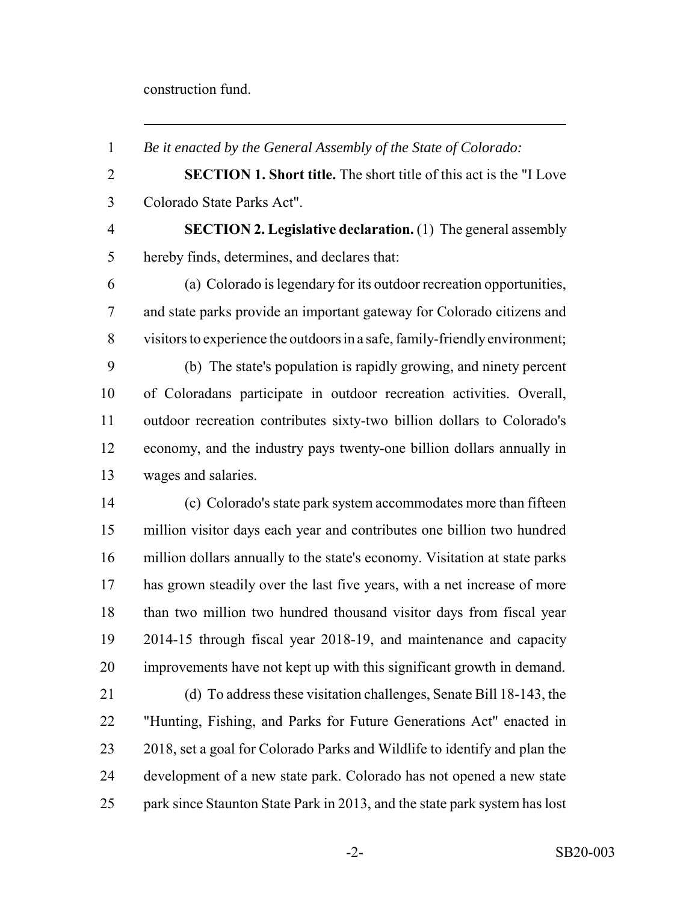construction fund.

*Be it enacted by the General Assembly of the State of Colorado:*

**SECTION 1. Short title.** The short title of this act is the "I Love Colorado State Parks Act".

**SECTION 2. Legislative declaration.** (1) The general assembly hereby finds, determines, and declares that:

(a) Colorado is legendary for its outdoor recreation opportunities, and state parks provide an important gateway for Colorado citizens and visitors to experience the outdoors in a safe, family-friendly environment;

(b) The state's population is rapidly growing, and ninety percent of Coloradans participate in outdoor recreation activities. Overall, outdoor recreation contributes sixty-two billion dollars to Colorado's economy, and the industry pays twenty-one billion dollars annually in wages and salaries.

(c) Colorado's state park system accommodates more than fifteen million visitor days each year and contributes one billion two hundred million dollars annually to the state's economy. Visitation at state parks has grown steadily over the last five years, with a net increase of more than two million two hundred thousand visitor days from fiscal year 2014-15 through fiscal year 2018-19, and maintenance and capacity improvements have not kept up with this significant growth in demand.

(d) To address these visitation challenges, Senate Bill 18-143, the "Hunting, Fishing, and Parks for Future Generations Act" enacted in 2018, set a goal for Colorado Parks and Wildlife to identify and plan the development of a new state park. Colorado has not opened a new state park since Staunton State Park in 2013, and the state park system has lost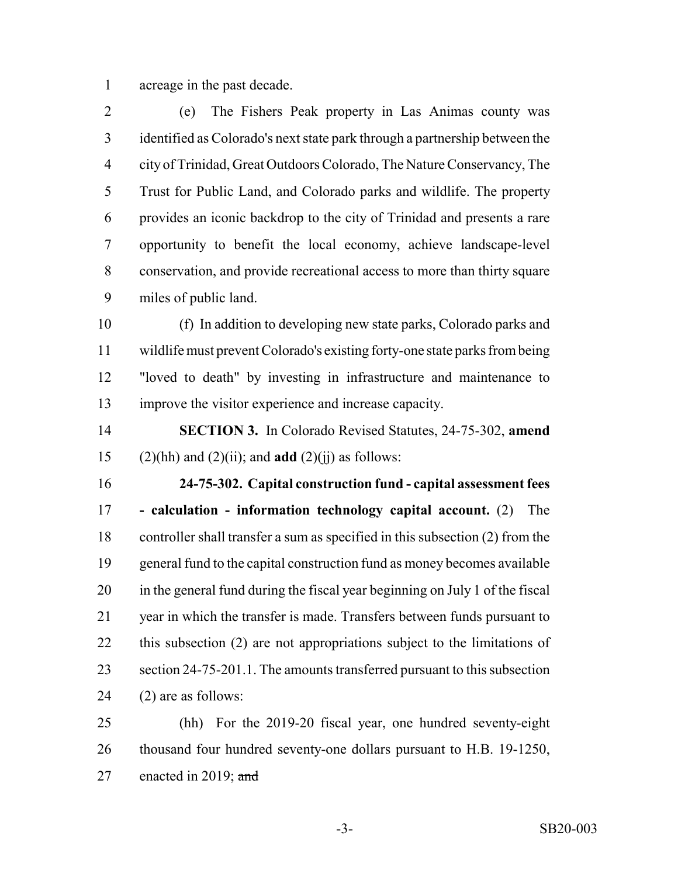acreage in the past decade.

(e) The Fishers Peak property in Las Animas county was identified as Colorado's next state park through a partnership between the city of Trinidad, Great Outdoors Colorado, The Nature Conservancy, The Trust for Public Land, and Colorado parks and wildlife. The property provides an iconic backdrop to the city of Trinidad and presents a rare opportunity to benefit the local economy, achieve landscape-level conservation, and provide recreational access to more than thirty square miles of public land.

(f) In addition to developing new state parks, Colorado parks and wildlife must prevent Colorado's existing forty-one state parks from being "loved to death" by investing in infrastructure and maintenance to improve the visitor experience and increase capacity.

**SECTION 3.** In Colorado Revised Statutes, 24-75-302, **amend** (2)(hh) and (2)(ii); and **add** (2)(jj) as follows:

**24-75-302. Capital construction fund - capital assessment fees - calculation - information technology capital account.** (2) The controller shall transfer a sum as specified in this subsection (2) from the general fund to the capital construction fund as money becomes available in the general fund during the fiscal year beginning on July 1 of the fiscal year in which the transfer is made. Transfers between funds pursuant to this subsection (2) are not appropriations subject to the limitations of section 24-75-201.1. The amounts transferred pursuant to this subsection (2) are as follows:

(hh) For the 2019-20 fiscal year, one hundred seventy-eight thousand four hundred seventy-one dollars pursuant to H.B. 19-1250, enacted in 2019; ~~and~~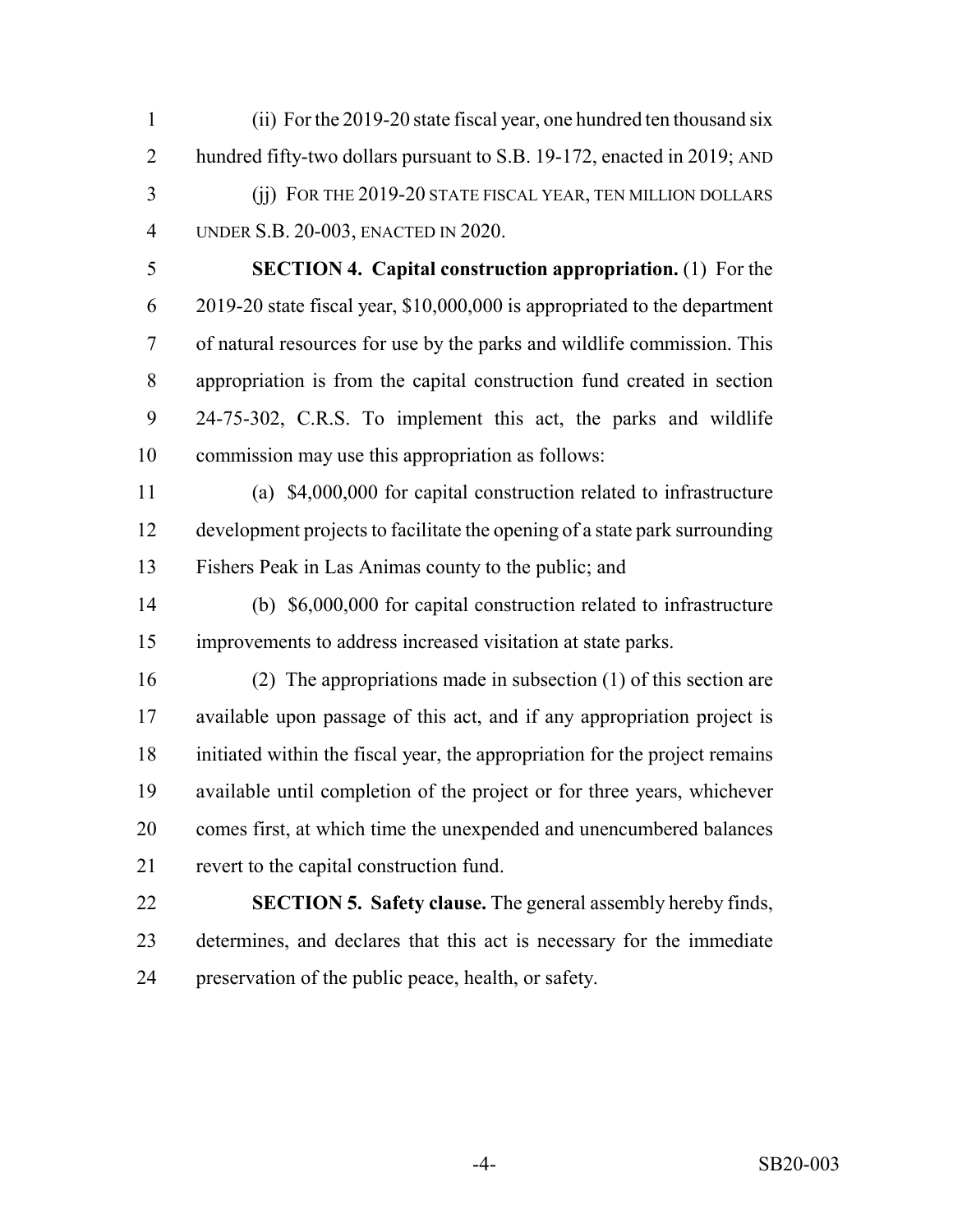(ii) For the 2019-20 state fiscal year, one hundred ten thousand six hundred fifty-two dollars pursuant to S.B. 19-172, enacted in 2019; AND

(jj) FOR THE 2019-20 STATE FISCAL YEAR, TEN MILLION DOLLARS UNDER S.B. 20-003, ENACTED IN 2020.

**SECTION 4. Capital construction appropriation.** (1) For the 2019-20 state fiscal year, $10,000,000 is appropriated to the department of natural resources for use by the parks and wildlife commission. This appropriation is from the capital construction fund created in section 24-75-302, C.R.S. To implement this act, the parks and wildlife commission may use this appropriation as follows:

(a) $4,000,000 for capital construction related to infrastructure development projects to facilitate the opening of a state park surrounding Fishers Peak in Las Animas county to the public; and

(b) $6,000,000 for capital construction related to infrastructure improvements to address increased visitation at state parks.

(2) The appropriations made in subsection (1) of this section are available upon passage of this act, and if any appropriation project is initiated within the fiscal year, the appropriation for the project remains available until completion of the project or for three years, whichever comes first, at which time the unexpended and unencumbered balances revert to the capital construction fund.

**SECTION 5. Safety clause.** The general assembly hereby finds, determines, and declares that this act is necessary for the immediate preservation of the public peace, health, or safety.